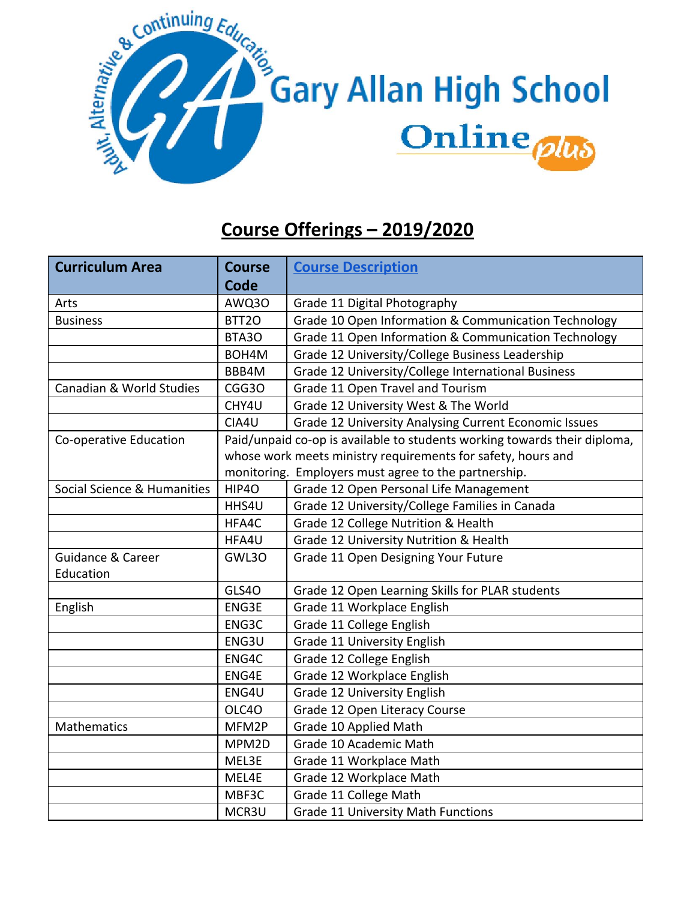# Gary Allan High School

Adult, Alternative & Continuing Education

Online plus

## Course Offerings – 2019/2020

| Curriculum Area | Course Code | Course Description |
|---|---|---|
| Arts | AWQ3O | Grade 11 Digital Photography |
| Business | BTT2O | Grade 10 Open Information & Communication Technology |
| | BTA3O | Grade 11 Open Information & Communication Technology |
| | BOH4M | Grade 12 University/College Business Leadership |
| | BBB4M | Grade 12 University/College International Business |
| Canadian & World Studies | CGG3O | Grade 11 Open Travel and Tourism |
| | CHY4U | Grade 12 University West & The World |
| | CIA4U | Grade 12 University Analysing Current Economic Issues |
| Co-operative Education | Paid/unpaid co-op is available to students working towards their diploma, whose work meets ministry requirements for safety, hours and monitoring. Employers must agree to the partnership. | |
| Social Science & Humanities | HIP4O | Grade 12 Open Personal Life Management |
| | HHS4U | Grade 12 University/College Families in Canada |
| | HFA4C | Grade 12 College Nutrition & Health |
| | HFA4U | Grade 12 University Nutrition & Health |
| Guidance & Career Education | GWL3O | Grade 11 Open Designing Your Future |
| | GLS4O | Grade 12 Open Learning Skills for PLAR students |
| English | ENG3E | Grade 11 Workplace English |
| | ENG3C | Grade 11 College English |
| | ENG3U | Grade 11 University English |
| | ENG4C | Grade 12 College English |
| | ENG4E | Grade 12 Workplace English |
| | ENG4U | Grade 12 University English |
| | OLC4O | Grade 12 Open Literacy Course |
| Mathematics | MFM2P | Grade 10 Applied Math |
| | MPM2D | Grade 10 Academic Math |
| | MEL3E | Grade 11 Workplace Math |
| | MEL4E | Grade 12 Workplace Math |
| | MBF3C | Grade 11 College Math |
| | MCR3U | Grade 11 University Math Functions |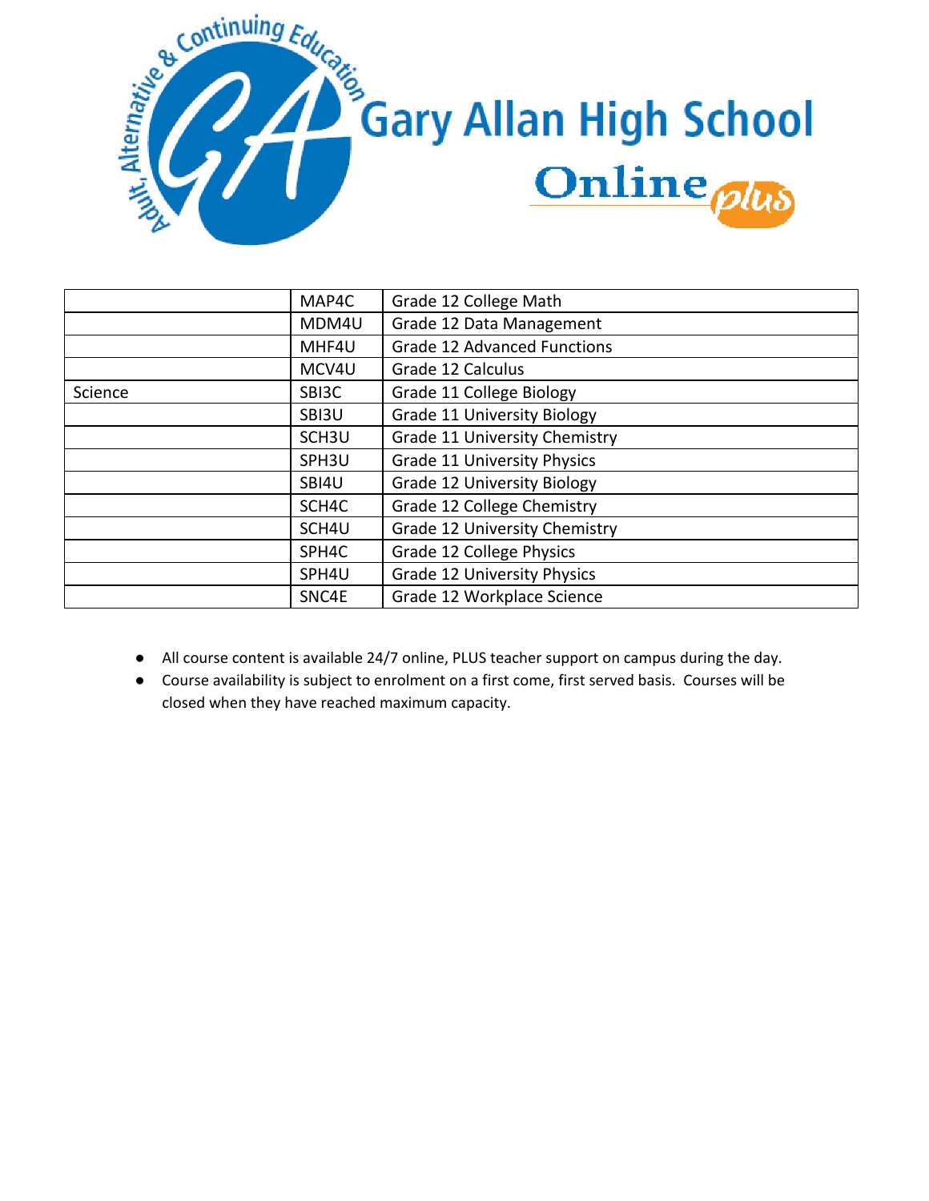# Gary Allan High School

## Online plus

| | | |
|---|---|---|
| | MAP4C | Grade 12 College Math |
| | MDM4U | Grade 12 Data Management |
| | MHF4U | Grade 12 Advanced Functions |
| | MCV4U | Grade 12 Calculus |
| Science | SBI3C | Grade 11 College Biology |
| | SBI3U | Grade 11 University Biology |
| | SCH3U | Grade 11 University Chemistry |
| | SPH3U | Grade 11 University Physics |
| | SBI4U | Grade 12 University Biology |
| | SCH4C | Grade 12 College Chemistry |
| | SCH4U | Grade 12 University Chemistry |
| | SPH4C | Grade 12 College Physics |
| | SPH4U | Grade 12 University Physics |
| | SNC4E | Grade 12 Workplace Science |

- All course content is available 24/7 online, PLUS teacher support on campus during the day.
- Course availability is subject to enrolment on a first come, first served basis. Courses will be closed when they have reached maximum capacity.